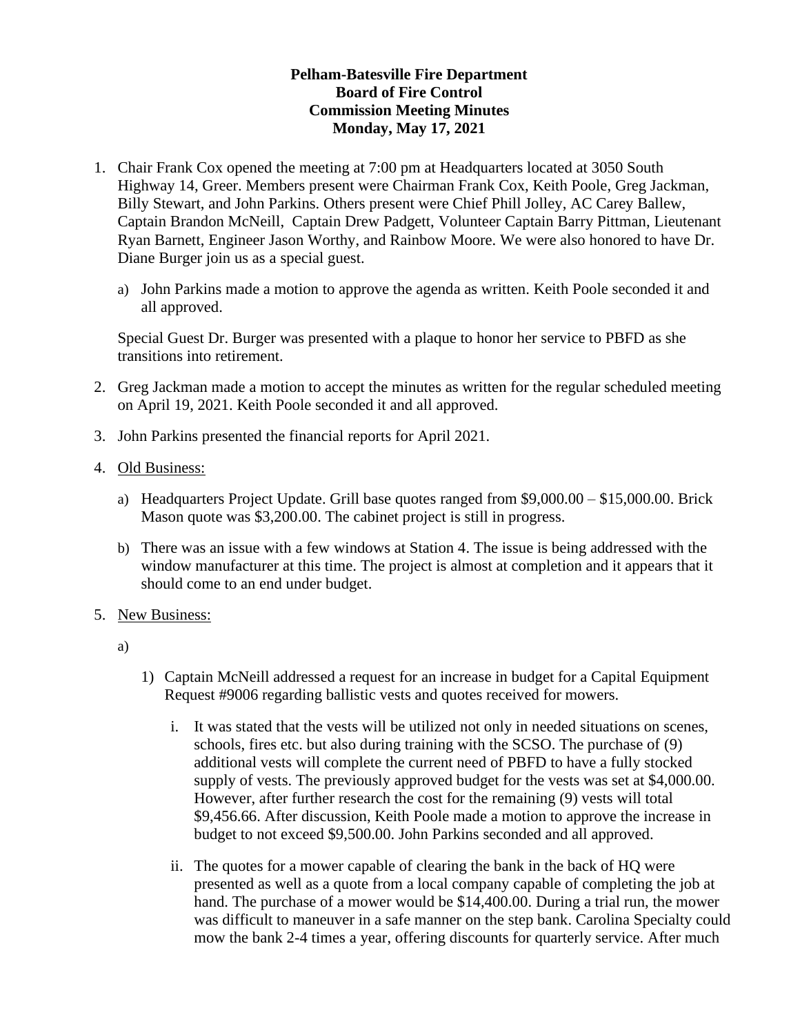**Pelham-Batesville Fire Department**
**Board of Fire Control**
**Commission Meeting Minutes**
**Monday, May 17, 2021**

1. Chair Frank Cox opened the meeting at 7:00 pm at Headquarters located at 3050 South Highway 14, Greer. Members present were Chairman Frank Cox, Keith Poole, Greg Jackman, Billy Stewart, and John Parkins. Others present were Chief Phill Jolley, AC Carey Ballew, Captain Brandon McNeill, Captain Drew Padgett, Volunteer Captain Barry Pittman, Lieutenant Ryan Barnett, Engineer Jason Worthy, and Rainbow Moore. We were also honored to have Dr. Diane Burger join us as a special guest.

   a) John Parkins made a motion to approve the agenda as written. Keith Poole seconded it and all approved.

   Special Guest Dr. Burger was presented with a plaque to honor her service to PBFD as she transitions into retirement.

2. Greg Jackman made a motion to accept the minutes as written for the regular scheduled meeting on April 19, 2021. Keith Poole seconded it and all approved.

3. John Parkins presented the financial reports for April 2021.

4. <u>Old Business:</u>

   a) Headquarters Project Update. Grill base quotes ranged from $9,000.00 – $15,000.00. Brick Mason quote was $3,200.00. The cabinet project is still in progress.

   b) There was an issue with a few windows at Station 4. The issue is being addressed with the window manufacturer at this time. The project is almost at completion and it appears that it should come to an end under budget.

5. <u>New Business:</u>

   a)

      1) Captain McNeill addressed a request for an increase in budget for a Capital Equipment Request #9006 regarding ballistic vests and quotes received for mowers.

         i. It was stated that the vests will be utilized not only in needed situations on scenes, schools, fires etc. but also during training with the SCSO. The purchase of (9) additional vests will complete the current need of PBFD to have a fully stocked supply of vests. The previously approved budget for the vests was set at $4,000.00. However, after further research the cost for the remaining (9) vests will total $9,456.66. After discussion, Keith Poole made a motion to approve the increase in budget to not exceed $9,500.00. John Parkins seconded and all approved.

         ii. The quotes for a mower capable of clearing the bank in the back of HQ were presented as well as a quote from a local company capable of completing the job at hand. The purchase of a mower would be $14,400.00. During a trial run, the mower was difficult to maneuver in a safe manner on the step bank. Carolina Specialty could mow the bank 2-4 times a year, offering discounts for quarterly service. After much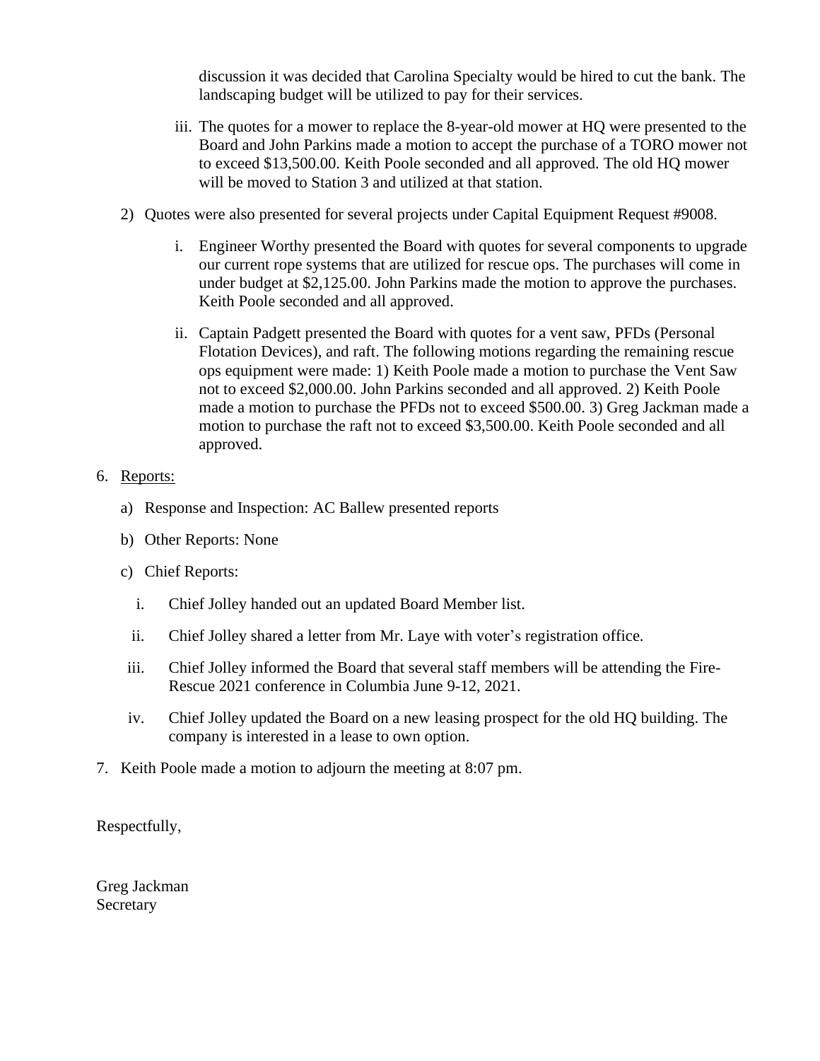discussion it was decided that Carolina Specialty would be hired to cut the bank. The landscaping budget will be utilized to pay for their services.

iii. The quotes for a mower to replace the 8-year-old mower at HQ were presented to the Board and John Parkins made a motion to accept the purchase of a TORO mower not to exceed $13,500.00. Keith Poole seconded and all approved. The old HQ mower will be moved to Station 3 and utilized at that station.

2) Quotes were also presented for several projects under Capital Equipment Request #9008.

   i. Engineer Worthy presented the Board with quotes for several components to upgrade our current rope systems that are utilized for rescue ops. The purchases will come in under budget at $2,125.00. John Parkins made the motion to approve the purchases. Keith Poole seconded and all approved.

   ii. Captain Padgett presented the Board with quotes for a vent saw, PFDs (Personal Flotation Devices), and raft. The following motions regarding the remaining rescue ops equipment were made: 1) Keith Poole made a motion to purchase the Vent Saw not to exceed $2,000.00. John Parkins seconded and all approved. 2) Keith Poole made a motion to purchase the PFDs not to exceed $500.00. 3) Greg Jackman made a motion to purchase the raft not to exceed $3,500.00. Keith Poole seconded and all approved.

6. <u>Reports:</u>

   a) Response and Inspection: AC Ballew presented reports

   b) Other Reports: None

   c) Chief Reports:

      i. Chief Jolley handed out an updated Board Member list.

      ii. Chief Jolley shared a letter from Mr. Laye with voter's registration office.

      iii. Chief Jolley informed the Board that several staff members will be attending the Fire-Rescue 2021 conference in Columbia June 9-12, 2021.

      iv. Chief Jolley updated the Board on a new leasing prospect for the old HQ building. The company is interested in a lease to own option.

7. Keith Poole made a motion to adjourn the meeting at 8:07 pm.

Respectfully,

Greg Jackman
Secretary